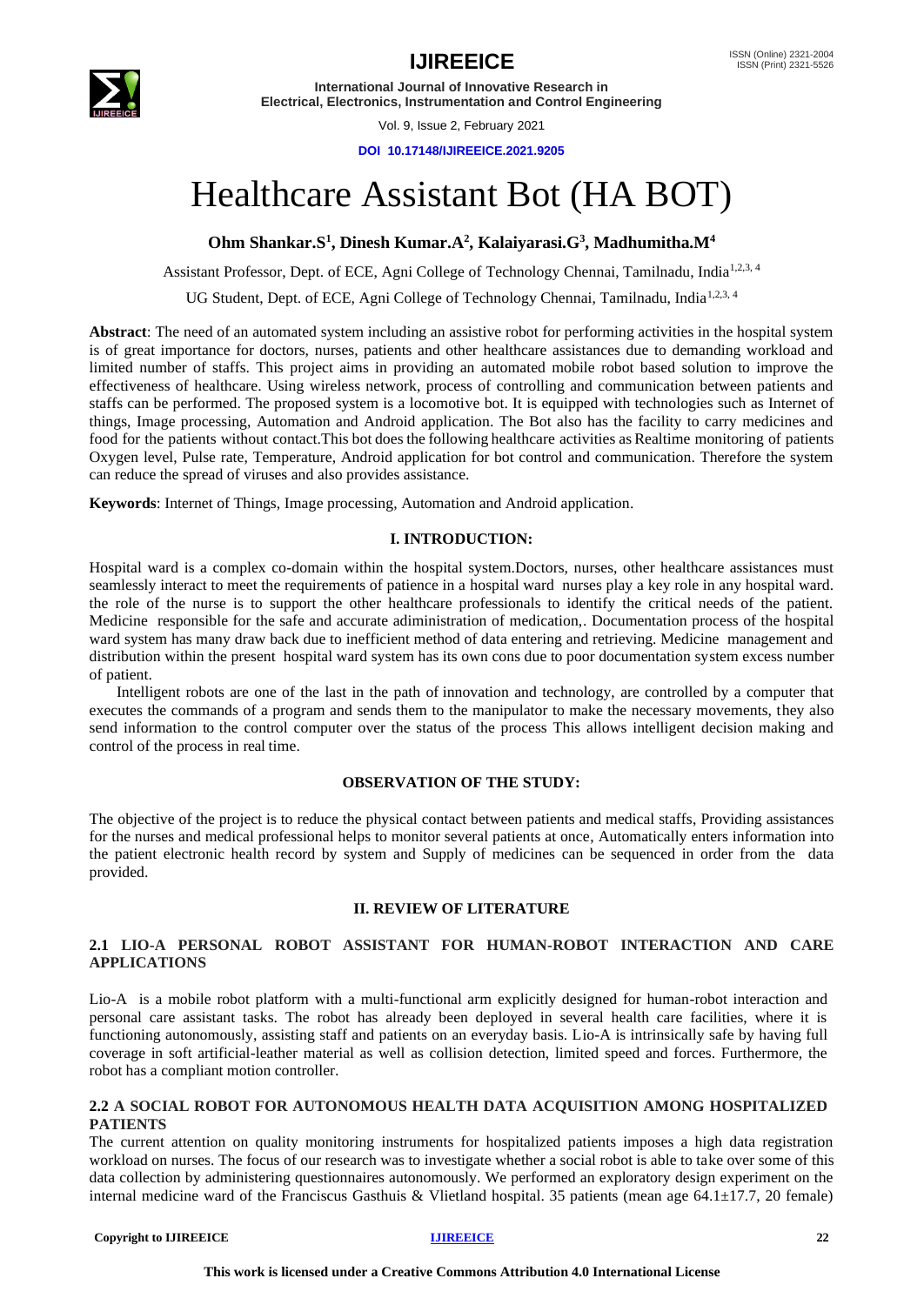# Healthcare Assistant Bot (HA BOT)

**Ohm Shankar.S[1], Dinesh Kumar.A[2], Kalaiyarasi.G[3], Madhumitha.M[4]**

Assistant Professor, Dept. of ECE, Agni College of Technology Chennai, Tamilnadu, India[1,2,3, 4]

UG Student, Dept. of ECE, Agni College of Technology Chennai, Tamilnadu, India[1,2,3, 4]

**Abstract**: The need of an automated system including an assistive robot for performing activities in the hospital system is of great importance for doctors, nurses, patients and other healthcare assistances due to demanding workload and limited number of staffs. This project aims in providing an automated mobile robot based solution to improve the effectiveness of healthcare. Using wireless network, process of controlling and communication between patients and staffs can be performed. The proposed system is a locomotive bot. It is equipped with technologies such as Internet of things, Image processing, Automation and Android application. The Bot also has the facility to carry medicines and food for the patients without contact.This bot does the following healthcare activities as Realtime monitoring of patients Oxygen level, Pulse rate, Temperature, Android application for bot control and communication. Therefore the system can reduce the spread of viruses and also provides assistance.

**Keywords**: Internet of Things, Image processing, Automation and Android application.

## I. INTRODUCTION:

Hospital ward is a complex co-domain within the hospital system.Doctors, nurses, other healthcare assistances must seamlessly interact to meet the requirements of patience in a hospital ward nurses play a key role in any hospital ward. the role of the nurse is to support the other healthcare professionals to identify the critical needs of the patient. Medicine responsible for the safe and accurate adiministration of medication,. Documentation process of the hospital ward system has many draw back due to inefficient method of data entering and retrieving. Medicine management and distribution within the present hospital ward system has its own cons due to poor documentation system excess number of patient.

Intelligent robots are one of the last in the path of innovation and technology, are controlled by a computer that executes the commands of a program and sends them to the manipulator to make the necessary movements, they also send information to the control computer over the status of the process This allows intelligent decision making and control of the process in real time.

## OBSERVATION OF THE STUDY:

The objective of the project is to reduce the physical contact between patients and medical staffs, Providing assistances for the nurses and medical professional helps to monitor several patients at once, Automatically enters information into the patient electronic health record by system and Supply of medicines can be sequenced in order from the data provided.

## II. REVIEW OF LITERATURE

### 2.1 LIO-A PERSONAL ROBOT ASSISTANT FOR HUMAN-ROBOT INTERACTION AND CARE APPLICATIONS

Lio-A is a mobile robot platform with a multi-functional arm explicitly designed for human-robot interaction and personal care assistant tasks. The robot has already been deployed in several health care facilities, where it is functioning autonomously, assisting staff and patients on an everyday basis. Lio-A is intrinsically safe by having full coverage in soft artificial-leather material as well as collision detection, limited speed and forces. Furthermore, the robot has a compliant motion controller.

### 2.2 A SOCIAL ROBOT FOR AUTONOMOUS HEALTH DATA ACQUISITION AMONG HOSPITALIZED PATIENTS

The current attention on quality monitoring instruments for hospitalized patients imposes a high data registration workload on nurses. The focus of our research was to investigate whether a social robot is able to take over some of this data collection by administering questionnaires autonomously. We performed an exploratory design experiment on the internal medicine ward of the Franciscus Gasthuis & Vlietland hospital. 35 patients (mean age 64.1±17.7, 20 female)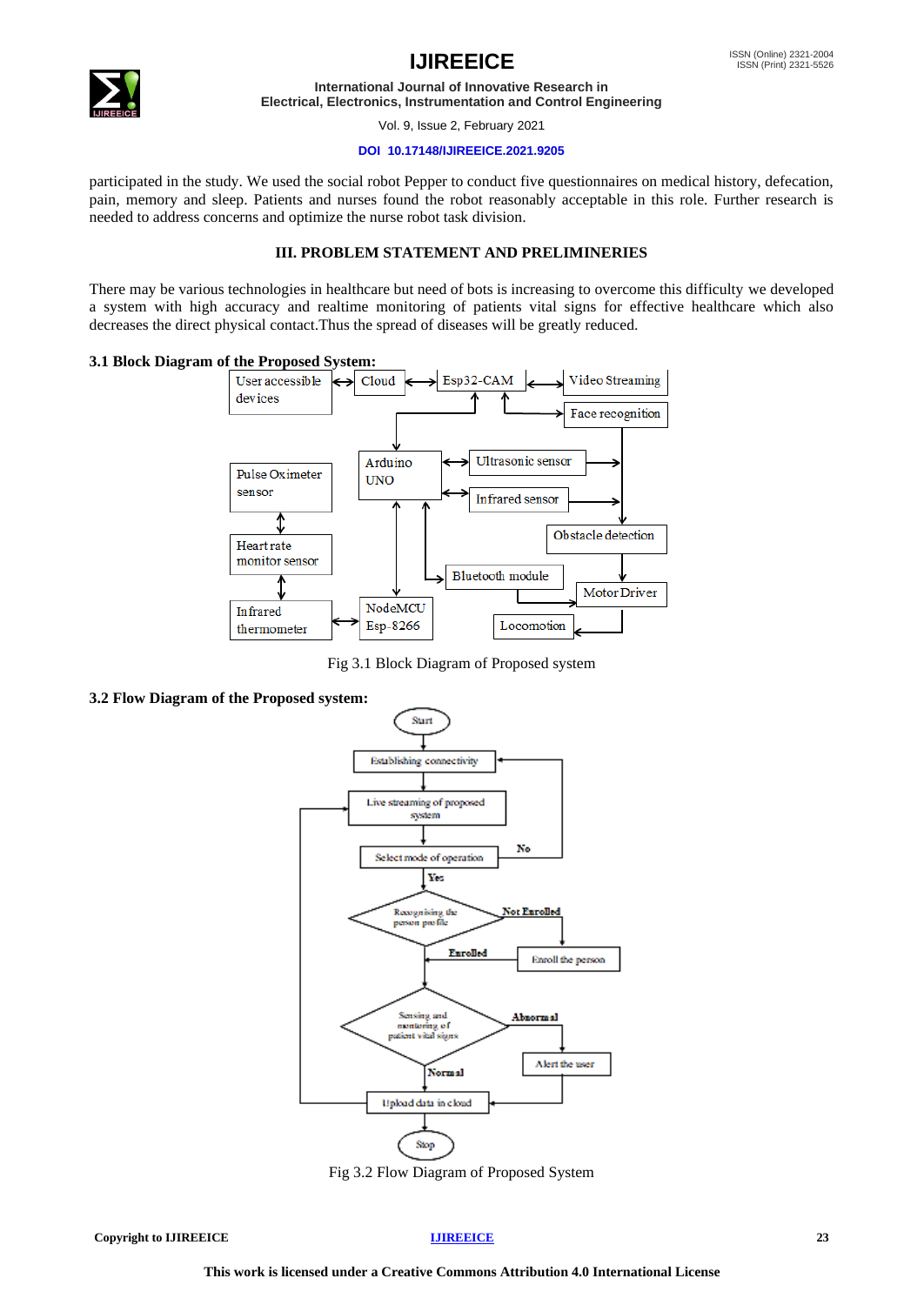participated in the study. We used the social robot Pepper to conduct five questionnaires on medical history, defecation, pain, memory and sleep. Patients and nurses found the robot reasonably acceptable in this role. Further research is needed to address concerns and optimize the nurse robot task division.

## III. PROBLEM STATEMENT AND PRELIMINERIES

There may be various technologies in healthcare but need of bots is increasing to overcome this difficulty we developed a system with high accuracy and realtime monitoring of patients vital signs for effective healthcare which also decreases the direct physical contact.Thus the spread of diseases will be greatly reduced.

### 3.1 Block Diagram of the Proposed System:

Fig 3.1 Block Diagram of Proposed system

### 3.2 Flow Diagram of the Proposed system:

Fig 3.2 Flow Diagram of Proposed System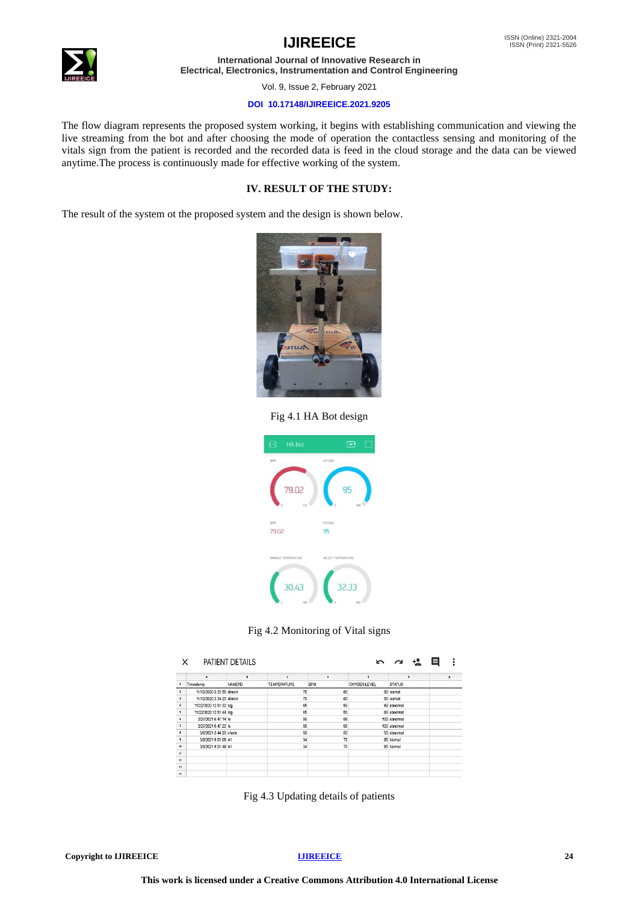The flow diagram represents the proposed system working, it begins with establishing communication and viewing the live streaming from the bot and after choosing the mode of operation the contactless sensing and monitoring of the vitals sign from the patient is recorded and the recorded data is feed in the cloud storage and the data can be viewed anytime.The process is continuously made for effective working of the system.

## IV. RESULT OF THE STUDY:

The result of the system ot the proposed system and the design is shown below.

Fig 4.1 HA Bot design

Fig 4.2 Monitoring of Vital signs

Fig 4.3 Updating details of patients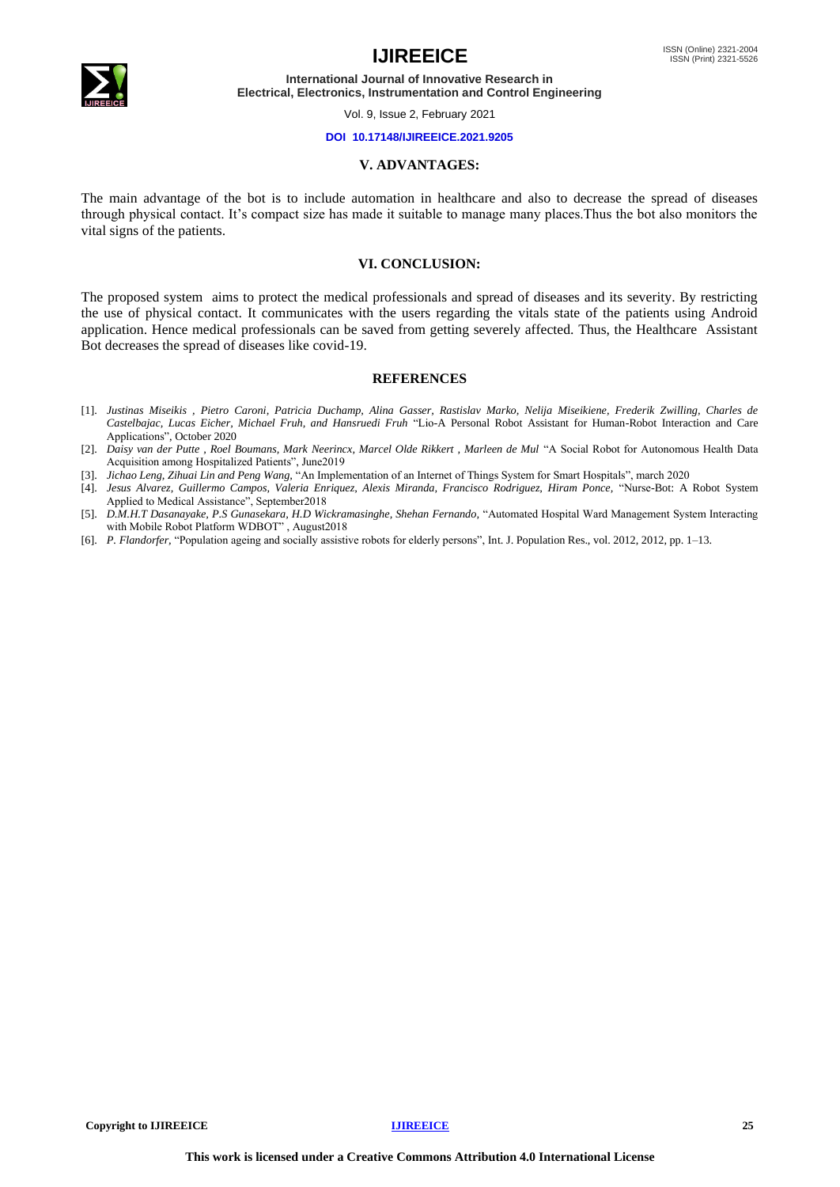## V. ADVANTAGES:

The main advantage of the bot is to include automation in healthcare and also to decrease the spread of diseases through physical contact. It's compact size has made it suitable to manage many places.Thus the bot also monitors the vital signs of the patients.

## VI. CONCLUSION:

The proposed system aims to protect the medical professionals and spread of diseases and its severity. By restricting the use of physical contact. It communicates with the users regarding the vitals state of the patients using Android application. Hence medical professionals can be saved from getting severely affected. Thus, the Healthcare Assistant Bot decreases the spread of diseases like covid-19.

## REFERENCES

[1]. *Justinas Miseikis , Pietro Caroni, Patricia Duchamp, Alina Gasser, Rastislav Marko, Nelija Miseikiene, Frederik Zwilling, Charles de Castelbajac, Lucas Eicher, Michael Fruh, and Hansruedi Fruh* "Lio-A Personal Robot Assistant for Human-Robot Interaction and Care Applications", October 2020

[2]. *Daisy van der Putte , Roel Boumans, Mark Neerincx, Marcel Olde Rikkert , Marleen de Mul* "A Social Robot for Autonomous Health Data Acquisition among Hospitalized Patients", June2019

[3]. *Jichao Leng, Zihuai Lin and Peng Wang*, "An Implementation of an Internet of Things System for Smart Hospitals", march 2020

[4]. *Jesus Alvarez, Guillermo Campos, Valeria Enriquez, Alexis Miranda, Francisco Rodriguez, Hiram Ponce,* "Nurse-Bot: A Robot System Applied to Medical Assistance", September2018

[5]. *D.M.H.T Dasanayake, P.S Gunasekara, H.D Wickramasinghe, Shehan Fernando,* "Automated Hospital Ward Management System Interacting with Mobile Robot Platform WDBOT" , August2018

[6]. *P. Flandorfer,* "Population ageing and socially assistive robots for elderly persons", Int. J. Population Res., vol. 2012, 2012, pp. 1–13.